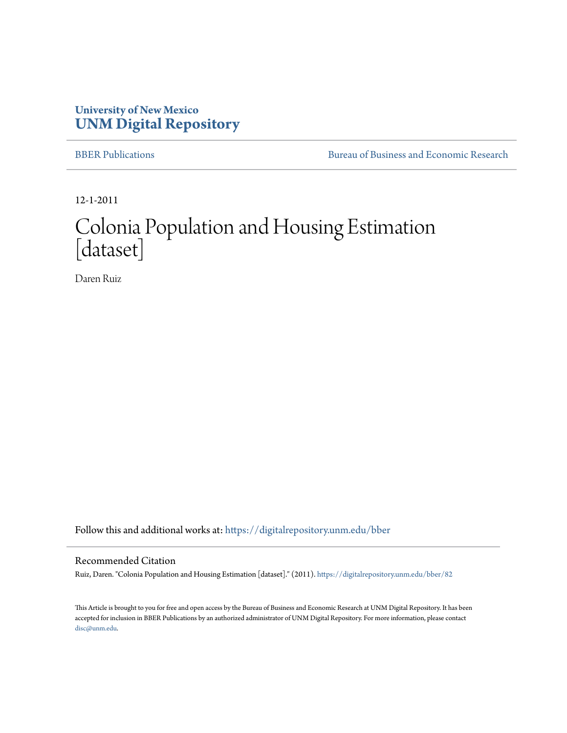University of New Mexico
**UNM Digital Repository**

BBER Publications — Bureau of Business and Economic Research

12-1-2011

# Colonia Population and Housing Estimation [dataset]

Daren Ruiz

Follow this and additional works at: https://digitalrepository.unm.edu/bber

## Recommended Citation

Ruiz, Daren. "Colonia Population and Housing Estimation [dataset]." (2011). https://digitalrepository.unm.edu/bber/82

This Article is brought to you for free and open access by the Bureau of Business and Economic Research at UNM Digital Repository. It has been accepted for inclusion in BBER Publications by an authorized administrator of UNM Digital Repository. For more information, please contact disc@unm.edu.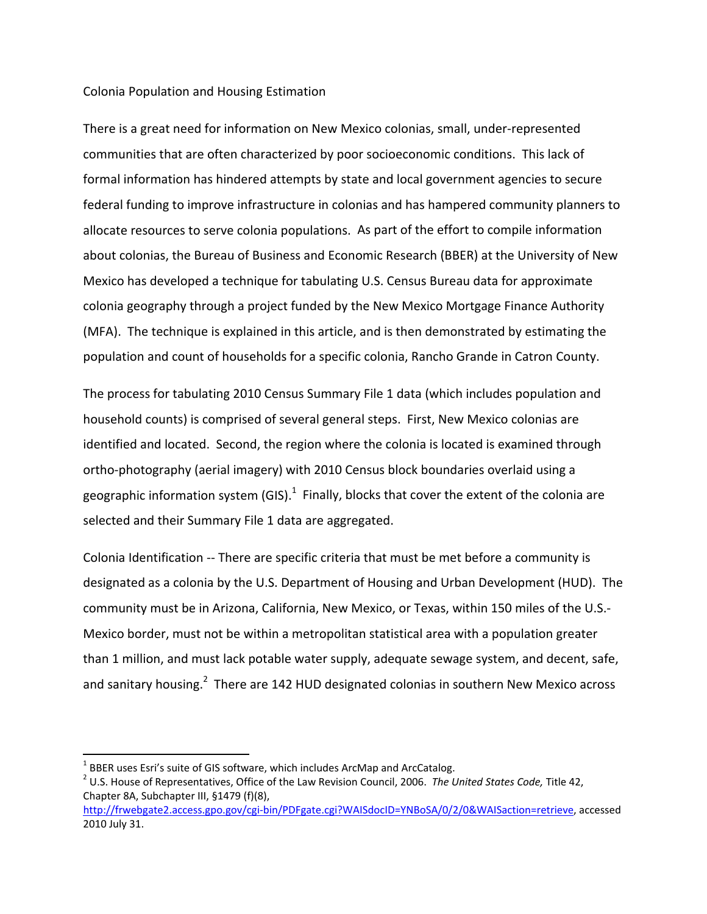Colonia Population and Housing Estimation

There is a great need for information on New Mexico colonias, small, under-represented communities that are often characterized by poor socioeconomic conditions. This lack of formal information has hindered attempts by state and local government agencies to secure federal funding to improve infrastructure in colonias and has hampered community planners to allocate resources to serve colonia populations. As part of the effort to compile information about colonias, the Bureau of Business and Economic Research (BBER) at the University of New Mexico has developed a technique for tabulating U.S. Census Bureau data for approximate colonia geography through a project funded by the New Mexico Mortgage Finance Authority (MFA). The technique is explained in this article, and is then demonstrated by estimating the population and count of households for a specific colonia, Rancho Grande in Catron County.

The process for tabulating 2010 Census Summary File 1 data (which includes population and household counts) is comprised of several general steps. First, New Mexico colonias are identified and located. Second, the region where the colonia is located is examined through ortho-photography (aerial imagery) with 2010 Census block boundaries overlaid using a geographic information system (GIS).[1] Finally, blocks that cover the extent of the colonia are selected and their Summary File 1 data are aggregated.

Colonia Identification -- There are specific criteria that must be met before a community is designated as a colonia by the U.S. Department of Housing and Urban Development (HUD). The community must be in Arizona, California, New Mexico, or Texas, within 150 miles of the U.S.-Mexico border, must not be within a metropolitan statistical area with a population greater than 1 million, and must lack potable water supply, adequate sewage system, and decent, safe, and sanitary housing.[2] There are 142 HUD designated colonias in southern New Mexico across

---

[1] BBER uses Esri's suite of GIS software, which includes ArcMap and ArcCatalog.

[2] U.S. House of Representatives, Office of the Law Revision Council, 2006. *The United States Code,* Title 42, Chapter 8A, Subchapter III, §1479 (f)(8), http://frwebgate2.access.gpo.gov/cgi-bin/PDFgate.cgi?WAISdocID=YNBoSA/0/2/0&WAISaction=retrieve, accessed 2010 July 31.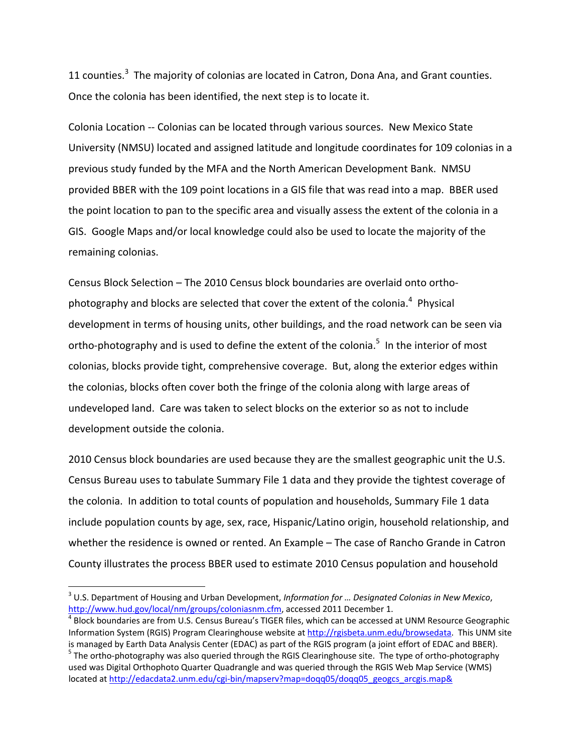11 counties.[3] The majority of colonias are located in Catron, Dona Ana, and Grant counties. Once the colonia has been identified, the next step is to locate it.

Colonia Location -- Colonias can be located through various sources. New Mexico State University (NMSU) located and assigned latitude and longitude coordinates for 109 colonias in a previous study funded by the MFA and the North American Development Bank. NMSU provided BBER with the 109 point locations in a GIS file that was read into a map. BBER used the point location to pan to the specific area and visually assess the extent of the colonia in a GIS. Google Maps and/or local knowledge could also be used to locate the majority of the remaining colonias.

Census Block Selection – The 2010 Census block boundaries are overlaid onto ortho-photography and blocks are selected that cover the extent of the colonia.[4] Physical development in terms of housing units, other buildings, and the road network can be seen via ortho-photography and is used to define the extent of the colonia.[5] In the interior of most colonias, blocks provide tight, comprehensive coverage. But, along the exterior edges within the colonias, blocks often cover both the fringe of the colonia along with large areas of undeveloped land. Care was taken to select blocks on the exterior so as not to include development outside the colonia.

2010 Census block boundaries are used because they are the smallest geographic unit the U.S. Census Bureau uses to tabulate Summary File 1 data and they provide the tightest coverage of the colonia. In addition to total counts of population and households, Summary File 1 data include population counts by age, sex, race, Hispanic/Latino origin, household relationship, and whether the residence is owned or rented. An Example – The case of Rancho Grande in Catron County illustrates the process BBER used to estimate 2010 Census population and household

---

[3] U.S. Department of Housing and Urban Development, *Information for … Designated Colonias in New Mexico*, http://www.hud.gov/local/nm/groups/coloniasnm.cfm, accessed 2011 December 1.

[4] Block boundaries are from U.S. Census Bureau's TIGER files, which can be accessed at UNM Resource Geographic Information System (RGIS) Program Clearinghouse website at http://rgisbeta.unm.edu/browsedata. This UNM site is managed by Earth Data Analysis Center (EDAC) as part of the RGIS program (a joint effort of EDAC and BBER).

[5] The ortho-photography was also queried through the RGIS Clearinghouse site. The type of ortho-photography used was Digital Orthophoto Quarter Quadrangle and was queried through the RGIS Web Map Service (WMS) located at http://edacdata2.unm.edu/cgi-bin/mapserv?map=doqq05/doqq05_geogcs_arcgis.map&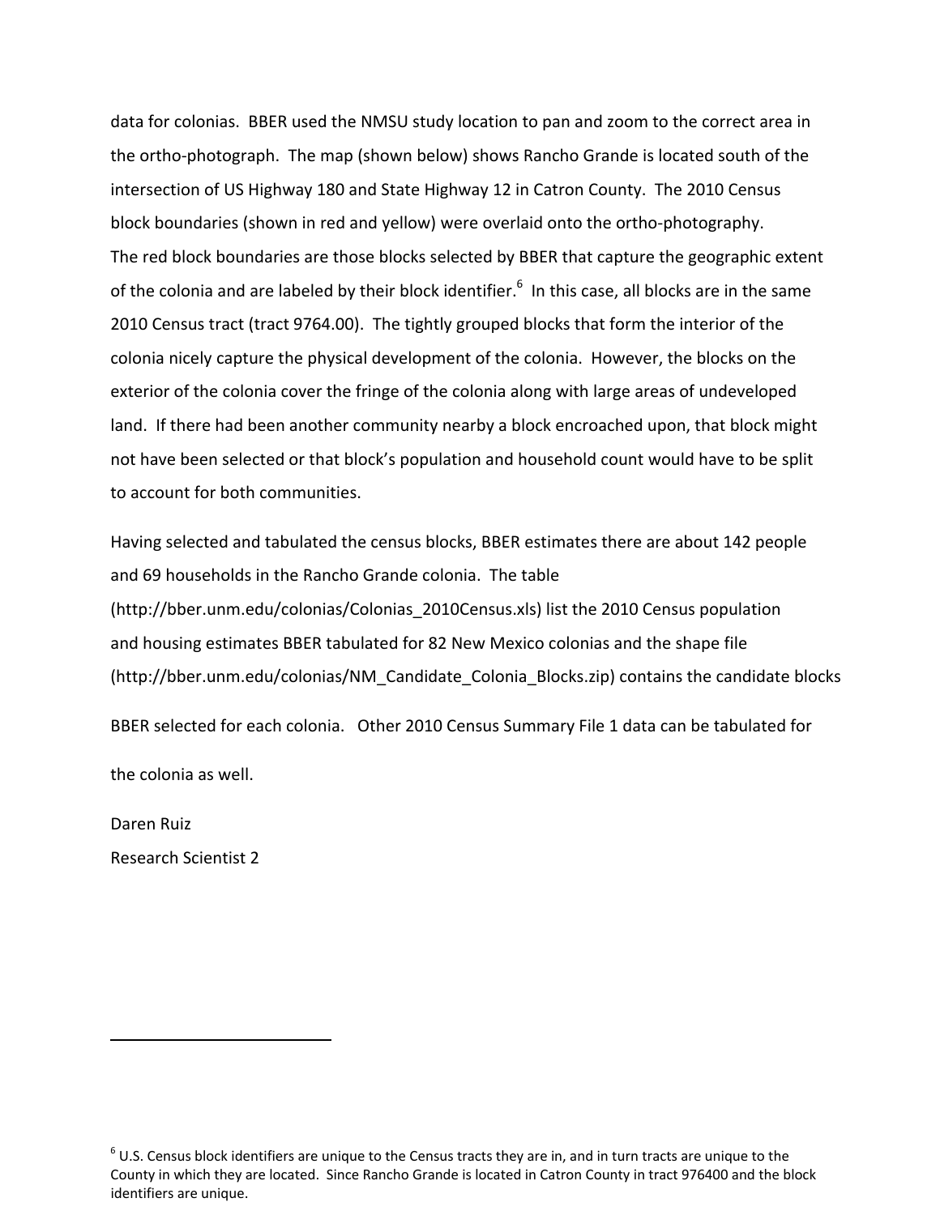data for colonias. BBER used the NMSU study location to pan and zoom to the correct area in the ortho-photograph. The map (shown below) shows Rancho Grande is located south of the intersection of US Highway 180 and State Highway 12 in Catron County. The 2010 Census block boundaries (shown in red and yellow) were overlaid onto the ortho-photography. The red block boundaries are those blocks selected by BBER that capture the geographic extent of the colonia and are labeled by their block identifier.[6] In this case, all blocks are in the same 2010 Census tract (tract 9764.00). The tightly grouped blocks that form the interior of the colonia nicely capture the physical development of the colonia. However, the blocks on the exterior of the colonia cover the fringe of the colonia along with large areas of undeveloped land. If there had been another community nearby a block encroached upon, that block might not have been selected or that block's population and household count would have to be split to account for both communities.

Having selected and tabulated the census blocks, BBER estimates there are about 142 people and 69 households in the Rancho Grande colonia. The table (http://bber.unm.edu/colonias/Colonias_2010Census.xls) list the 2010 Census population and housing estimates BBER tabulated for 82 New Mexico colonias and the shape file (http://bber.unm.edu/colonias/NM_Candidate_Colonia_Blocks.zip) contains the candidate blocks BBER selected for each colonia. Other 2010 Census Summary File 1 data can be tabulated for the colonia as well.

Daren Ruiz

Research Scientist 2

---

[6] U.S. Census block identifiers are unique to the Census tracts they are in, and in turn tracts are unique to the County in which they are located. Since Rancho Grande is located in Catron County in tract 976400 and the block identifiers are unique.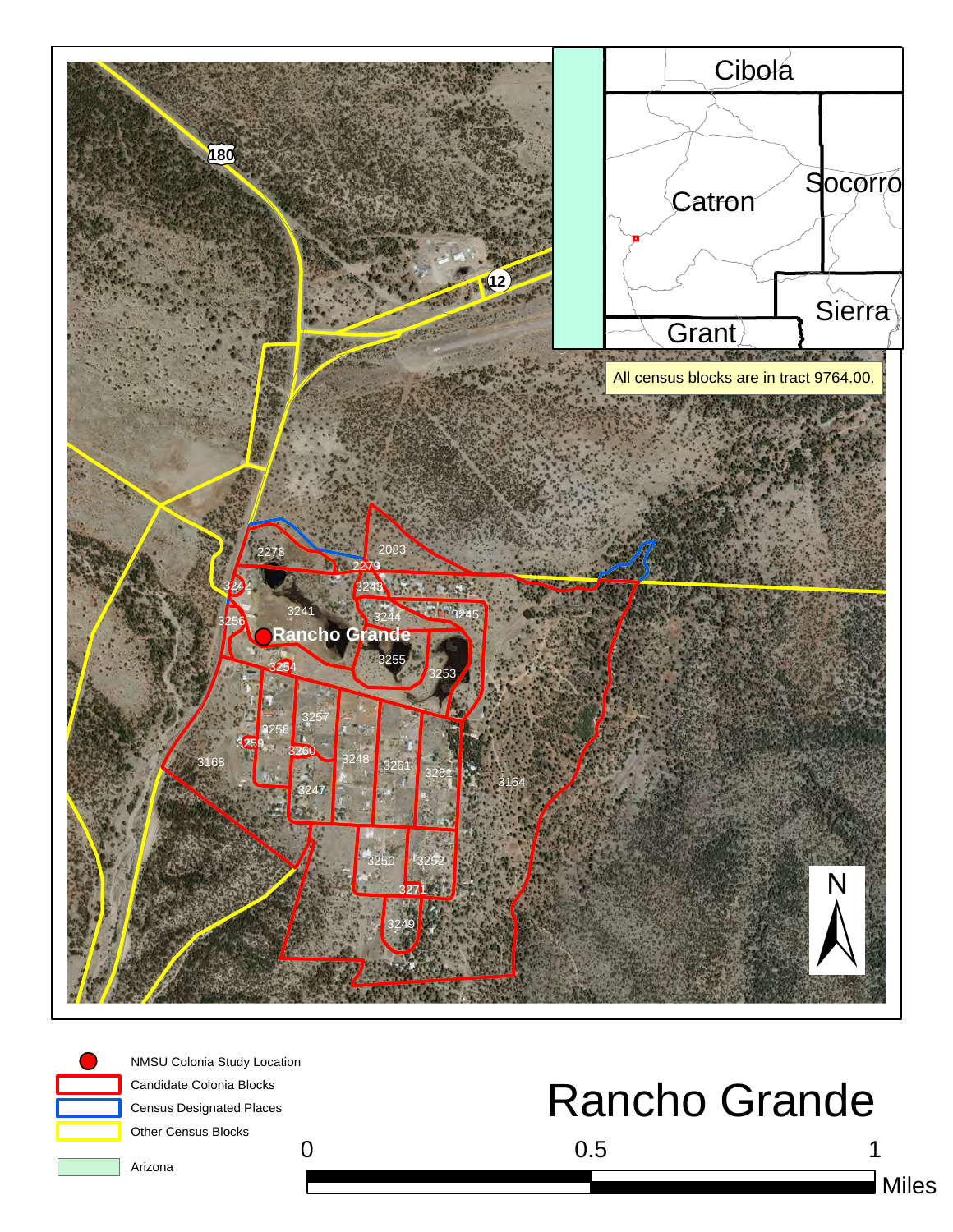# Rancho Grande

All census blocks are in tract 9764.00.

Cibola

Catron

Socorro

Sierra

Grant

180

12

2278

2083

2279

3242

3248

3241

3244

3245

3256

Rancho Grande

3255

3254

3253

3257

3258

3259

3260

3168

3248

3261

3251

3164

3247

3250

3252

3271

3249

N

NMSU Colonia Study Location

Candidate Colonia Blocks

Census Designated Places

Other Census Blocks

Arizona

0 0.5 1

Miles